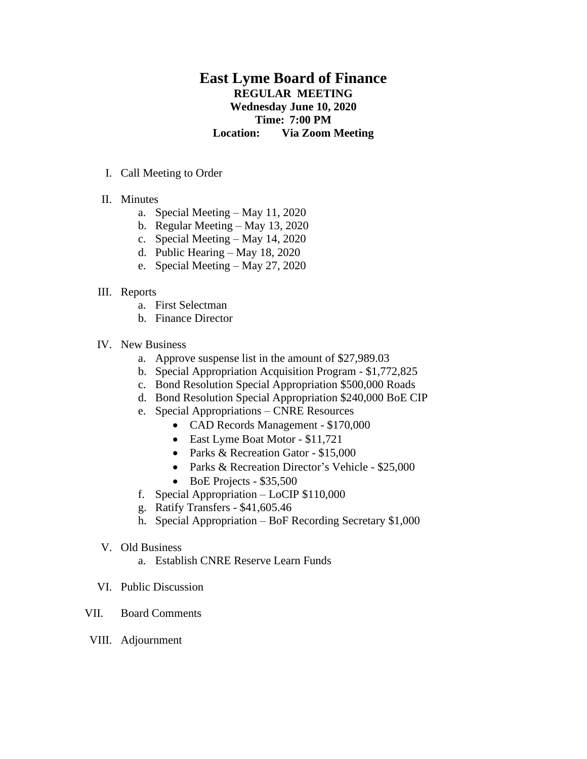# East Lyme Board of Finance

**REGULAR MEETING**
**Wednesday June 10, 2020**
**Time: 7:00 PM**
**Location: Via Zoom Meeting**

I. Call Meeting to Order

II. Minutes
   a. Special Meeting – May 11, 2020
   b. Regular Meeting – May 13, 2020
   c. Special Meeting – May 14, 2020
   d. Public Hearing – May 18, 2020
   e. Special Meeting – May 27, 2020

III. Reports
   a. First Selectman
   b. Finance Director

IV. New Business
   a. Approve suspense list in the amount of $27,989.03
   b. Special Appropriation Acquisition Program - $1,772,825
   c. Bond Resolution Special Appropriation $500,000 Roads
   d. Bond Resolution Special Appropriation $240,000 BoE CIP
   e. Special Appropriations – CNRE Resources
      - CAD Records Management - $170,000
      - East Lyme Boat Motor - $11,721
      - Parks & Recreation Gator - $15,000
      - Parks & Recreation Director's Vehicle - $25,000
      - BoE Projects - $35,500
   f. Special Appropriation – LoCIP $110,000
   g. Ratify Transfers - $41,605.46
   h. Special Appropriation – BoF Recording Secretary $1,000

V. Old Business
   a. Establish CNRE Reserve Learn Funds

VI. Public Discussion

VII. Board Comments

VIII. Adjournment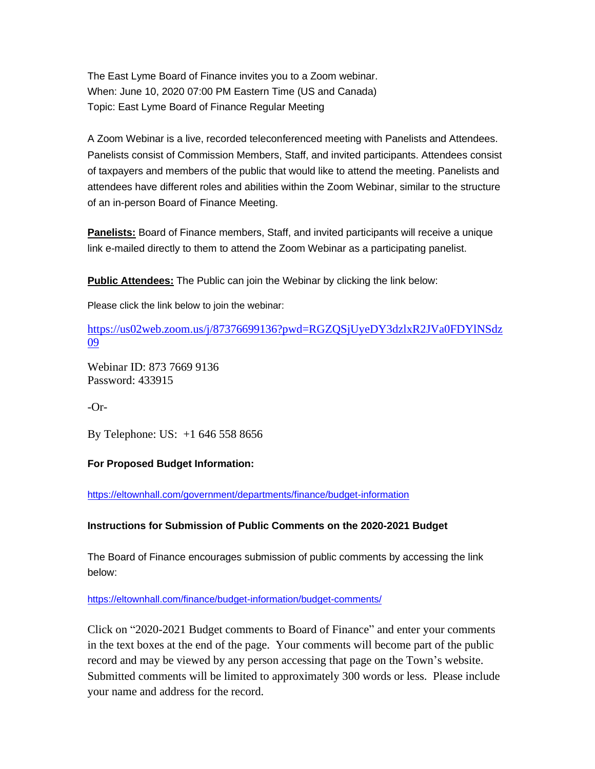The East Lyme Board of Finance invites you to a Zoom webinar.
When: June 10, 2020 07:00 PM Eastern Time (US and Canada)
Topic: East Lyme Board of Finance Regular Meeting

A Zoom Webinar is a live, recorded teleconferenced meeting with Panelists and Attendees. Panelists consist of Commission Members, Staff, and invited participants. Attendees consist of taxpayers and members of the public that would like to attend the meeting. Panelists and attendees have different roles and abilities within the Zoom Webinar, similar to the structure of an in-person Board of Finance Meeting.

**Panelists:** Board of Finance members, Staff, and invited participants will receive a unique link e-mailed directly to them to attend the Zoom Webinar as a participating panelist.

**Public Attendees:** The Public can join the Webinar by clicking the link below:

Please click the link below to join the webinar:

https://us02web.zoom.us/j/87376699136?pwd=RGZQSjUyeDY3dzlxR2JVa0FDYlNSdz09

Webinar ID: 873 7669 9136
Password: 433915

-Or-

By Telephone: US: +1 646 558 8656

**For Proposed Budget Information:**

https://eltownhall.com/government/departments/finance/budget-information

**Instructions for Submission of Public Comments on the 2020-2021 Budget**

The Board of Finance encourages submission of public comments by accessing the link below:

https://eltownhall.com/finance/budget-information/budget-comments/

Click on "2020-2021 Budget comments to Board of Finance" and enter your comments in the text boxes at the end of the page. Your comments will become part of the public record and may be viewed by any person accessing that page on the Town's website. Submitted comments will be limited to approximately 300 words or less. Please include your name and address for the record.